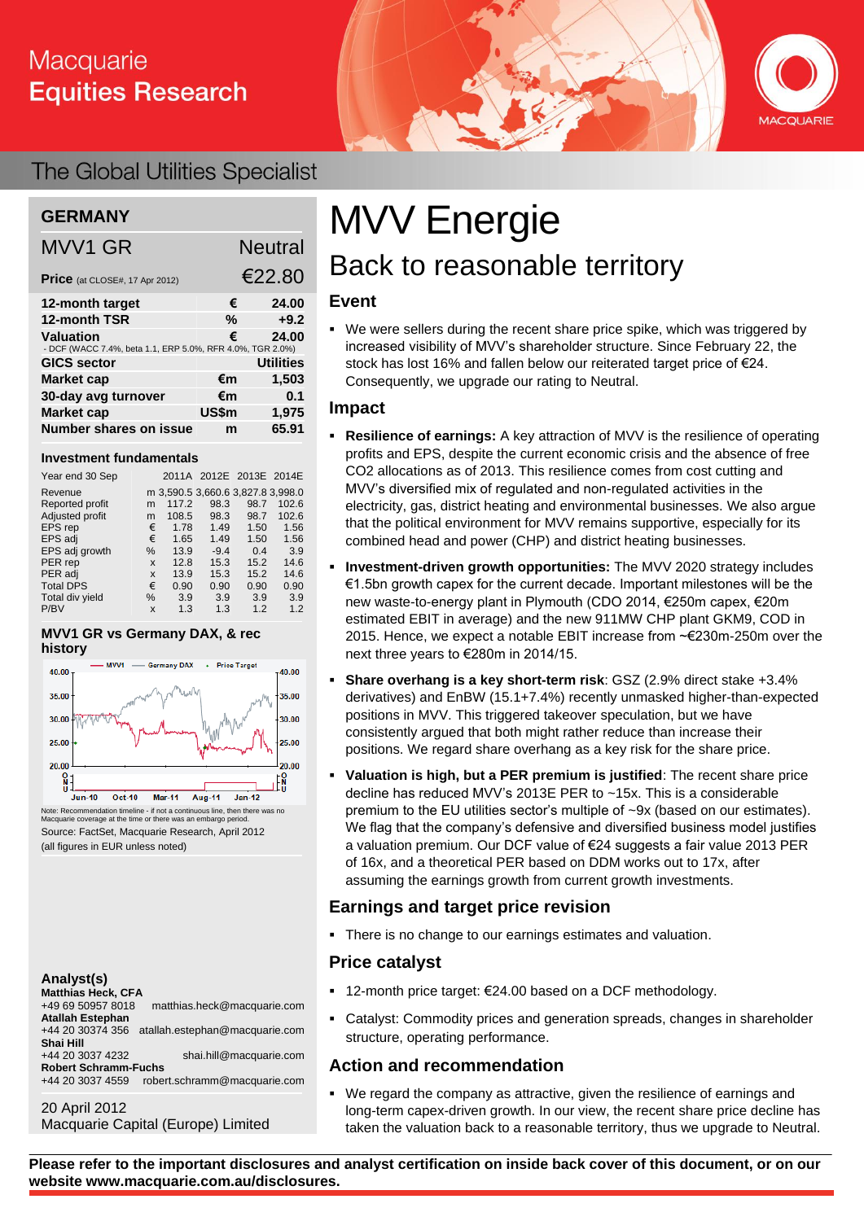Macquarie Equities Research

The Global Utilities Specialist

# MVV Energie

## Back to reasonable territory

**GERMANY**

| MVV1 GR | | Neutral |
|---|---|---|
| **Price** (at CLOSE#, 17 Apr 2012) | | €22.80 |
| **12-month target** | € | **24.00** |
| **12-month TSR** | % | **+9.2** |
| **Valuation** | € | **24.00** |
| - DCF (WACC 7.4%, beta 1.1, ERP 5.0%, RFR 4.0%, TGR 2.0%) | | |
| **GICS sector** | | **Utilities** |
| **Market cap** | €m | **1,503** |
| **30-day avg turnover** | €m | **0.1** |
| **Market cap** | US$m | **1,975** |
| **Number shares on issue** | m | **65.91** |

**Investment fundamentals**

| Year end 30 Sep | | 2011A | 2012E | 2013E | 2014E |
|---|---|---|---|---|---|
| Revenue | m | 3,590.5 | 3,660.6 | 3,827.8 | 3,998.0 |
| Reported profit | m | 117.2 | 98.3 | 98.7 | 102.6 |
| Adjusted profit | m | 108.5 | 98.3 | 98.7 | 102.6 |
| EPS rep | € | 1.78 | 1.49 | 1.50 | 1.56 |
| EPS adj | € | 1.65 | 1.49 | 1.50 | 1.56 |
| EPS adj growth | % | 13.9 | -9.4 | 0.4 | 3.9 |
| PER rep | x | 12.8 | 15.3 | 15.2 | 14.6 |
| PER adj | x | 13.9 | 15.3 | 15.2 | 14.6 |
| Total DPS | € | 0.90 | 0.90 | 0.90 | 0.90 |
| Total div yield | % | 3.9 | 3.9 | 3.9 | 3.9 |
| P/BV | x | 1.3 | 1.3 | 1.2 | 1.2 |

**MVV1 GR vs Germany DAX, & rec history**

Note: Recommendation timeline - if not a continuous line, then there was no Macquarie coverage at the time or there was an embargo period.

Source: FactSet, Macquarie Research, April 2012

(all figures in EUR unless noted)

### Event

- We were sellers during the recent share price spike, which was triggered by increased visibility of MVV's shareholder structure. Since February 22, the stock has lost 16% and fallen below our reiterated target price of €24. Consequently, we upgrade our rating to Neutral.

### Impact

- **Resilience of earnings:** A key attraction of MVV is the resilience of operating profits and EPS, despite the current economic crisis and the absence of free $CO_2$ allocations as of 2013. This resilience comes from cost cutting and MVV's diversified mix of regulated and non-regulated activities in the electricity, gas, district heating and environmental businesses. We also argue that the political environment for MVV remains supportive, especially for its combined head and power (CHP) and district heating businesses.
- **Investment-driven growth opportunities:** The MVV 2020 strategy includes €1.5bn growth capex for the current decade. Important milestones will be the new waste-to-energy plant in Plymouth (CDO 2014, €250m capex, €20m estimated EBIT in average) and the new 911MW CHP plant GKM9, COD in 2015. Hence, we expect a notable EBIT increase from ~€230m-250m over the next three years to €280m in 2014/15.
- **Share overhang is a key short-term risk**: GSZ (2.9% direct stake +3.4% derivatives) and EnBW (15.1+7.4%) recently unmasked higher-than-expected positions in MVV. This triggered takeover speculation, but we have consistently argued that both might rather reduce than increase their positions. We regard share overhang as a key risk for the share price.
- **Valuation is high, but a PER premium is justified**: The recent share price decline has reduced MVV's 2013E PER to ~15x. This is a considerable premium to the EU utilities sector's multiple of ~9x (based on our estimates). We flag that the company's defensive and diversified business model justifies a valuation premium. Our DCF value of €24 suggests a fair value 2013 PER of 16x, and a theoretical PER based on DDM works out to 17x, after assuming the earnings growth from current growth investments.

### Earnings and target price revision

- There is no change to our earnings estimates and valuation.

### Price catalyst

- 12-month price target: €24.00 based on a DCF methodology.
- Catalyst: Commodity prices and generation spreads, changes in shareholder structure, operating performance.

### Action and recommendation

- We regard the company as attractive, given the resilience of earnings and long-term capex-driven growth. In our view, the recent share price decline has taken the valuation back to a reasonable territory, thus we upgrade to Neutral.

**Analyst(s)**

**Matthias Heck, CFA**
+49 69 50957 8018 matthias.heck@macquarie.com
**Atallah Estephan**
+44 20 30374 356 atallah.estephan@macquarie.com
**Shai Hill**
+44 20 3037 4232 shai.hill@macquarie.com
**Robert Schramm-Fuchs**
+44 20 3037 4559 robert.schramm@macquarie.com

20 April 2012
Macquarie Capital (Europe) Limited

**Please refer to the important disclosures and analyst certification on inside back cover of this document, or on our website www.macquarie.com.au/disclosures.**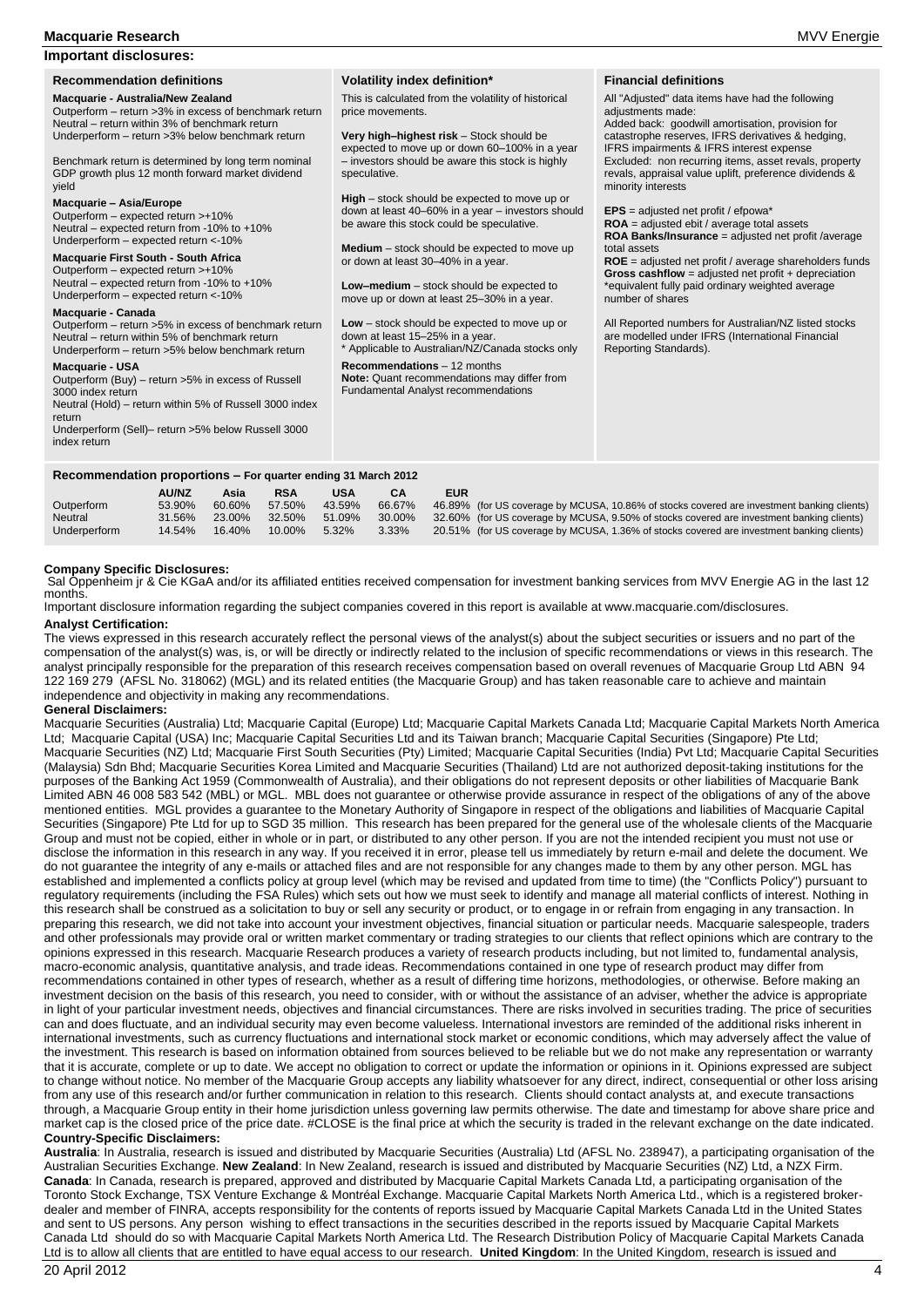## Important disclosures:

### Recommendation definitions

**Macquarie - Australia/New Zealand**
Outperform – return >3% in excess of benchmark return
Neutral – return within 3% of benchmark return
Underperform – return >3% below benchmark return

Benchmark return is determined by long term nominal GDP growth plus 12 month forward market dividend yield

**Macquarie – Asia/Europe**
Outperform – expected return >+10%
Neutral – expected return from -10% to +10%
Underperform – expected return <-10%

**Macquarie First South - South Africa**
Outperform – expected return >+10%
Neutral – expected return from -10% to +10%
Underperform – expected return <-10%

**Macquarie - Canada**
Outperform – return >5% in excess of benchmark return
Neutral – return within 5% of benchmark return
Underperform – return >5% below benchmark return

**Macquarie - USA**
Outperform (Buy) – return >5% in excess of Russell 3000 index return
Neutral (Hold) – return within 5% of Russell 3000 index return
Underperform (Sell)– return >5% below Russell 3000 index return

### Volatility index definition*

This is calculated from the volatility of historical price movements.

**Very high–highest risk** – Stock should be expected to move up or down 60–100% in a year – investors should be aware this stock is highly speculative.

**High** – stock should be expected to move up or down at least 40–60% in a year – investors should be aware this stock could be speculative.

**Medium** – stock should be expected to move up or down at least 30–40% in a year.

**Low–medium** – stock should be expected to move up or down at least 25–30% in a year.

**Low** – stock should be expected to move up or down at least 15–25% in a year.
* Applicable to Australian/NZ/Canada stocks only

**Recommendations** – 12 months
**Note:** Quant recommendations may differ from Fundamental Analyst recommendations

### Financial definitions

All "Adjusted" data items have had the following adjustments made:
Added back: goodwill amortisation, provision for catastrophe reserves, IFRS derivatives & hedging, IFRS impairments & IFRS interest expense
Excluded: non recurring items, asset revals, property revals, appraisal value uplift, preference dividends & minority interests

**EPS** = adjusted net profit / efpowa*
**ROA** = adjusted ebit / average total assets
**ROA Banks/Insurance** = adjusted net profit /average total assets
**ROE** = adjusted net profit / average shareholders funds
**Gross cashflow** = adjusted net profit + depreciation
*equivalent fully paid ordinary weighted average number of shares

All Reported numbers for Australian/NZ listed stocks are modelled under IFRS (International Financial Reporting Standards).

### Recommendation proportions – For quarter ending 31 March 2012

| | AU/NZ | Asia | RSA | USA | CA | EUR | |
|---|---|---|---|---|---|---|---|
| Outperform | 53.90% | 60.60% | 57.50% | 43.59% | 66.67% | 46.89% | (for US coverage by MCUSA, 10.86% of stocks covered are investment banking clients) |
| Neutral | 31.56% | 23.00% | 32.50% | 51.09% | 30.00% | 32.60% | (for US coverage by MCUSA, 9.50% of stocks covered are investment banking clients) |
| Underperform | 14.54% | 16.40% | 10.00% | 5.32% | 3.33% | 20.51% | (for US coverage by MCUSA, 1.36% of stocks covered are investment banking clients) |

**Company Specific Disclosures:**
Sal Oppenheim jr & Cie KGaA and/or its affiliated entities received compensation for investment banking services from MVV Energie AG in the last 12 months.

Important disclosure information regarding the subject companies covered in this report is available at www.macquarie.com/disclosures.

**Analyst Certification:**
The views expressed in this research accurately reflect the personal views of the analyst(s) about the subject securities or issuers and no part of the compensation of the analyst(s) was, is, or will be directly or indirectly related to the inclusion of specific recommendations or views in this research. The analyst principally responsible for the preparation of this research receives compensation based on overall revenues of Macquarie Group Ltd ABN 94 122 169 279 (AFSL No. 318062) (MGL) and its related entities (the Macquarie Group) and has taken reasonable care to achieve and maintain independence and objectivity in making any recommendations.

**General Disclaimers:**
Macquarie Securities (Australia) Ltd; Macquarie Capital (Europe) Ltd; Macquarie Capital Markets Canada Ltd; Macquarie Capital Markets North America Ltd; Macquarie Capital (USA) Inc; Macquarie Capital Securities Ltd and its Taiwan branch; Macquarie Capital Securities (Singapore) Pte Ltd; Macquarie Securities (NZ) Ltd; Macquarie First South Securities (Pty) Limited; Macquarie Capital Securities (India) Pvt Ltd; Macquarie Capital Securities (Malaysia) Sdn Bhd; Macquarie Securities Korea Limited and Macquarie Securities (Thailand) Ltd are not authorized deposit-taking institutions for the purposes of the Banking Act 1959 (Commonwealth of Australia), and their obligations do not represent deposits or other liabilities of Macquarie Bank Limited ABN 46 008 583 542 (MBL) or MGL. MBL does not guarantee or otherwise provide assurance in respect of the obligations of any of the above mentioned entities. MGL provides a guarantee to the Monetary Authority of Singapore in respect of the obligations and liabilities of Macquarie Capital Securities (Singapore) Pte Ltd for up to SGD 35 million. This research has been prepared for the general use of the wholesale clients of the Macquarie Group and must not be copied, either in whole or in part, or distributed to any other person. If you are not the intended recipient you must not use or disclose the information in this research in any way. If you received it in error, please tell us immediately by return e-mail and delete the document. We do not guarantee the integrity of any e-mails or attached files and are not responsible for any changes made to them by any other person. MGL has established and implemented a conflicts policy at group level (which may be revised and updated from time to time) (the "Conflicts Policy") pursuant to regulatory requirements (including the FSA Rules) which sets out how we must seek to identify and manage all material conflicts of interest. Nothing in this research shall be construed as a solicitation to buy or sell any security or product, or to engage in or refrain from engaging in any transaction. In preparing this research, we did not take into account your investment objectives, financial situation or particular needs. Macquarie salespeople, traders and other professionals may provide oral or written market commentary or trading strategies to our clients that reflect opinions which are contrary to the opinions expressed in this research. Macquarie Research produces a variety of research products including, but not limited to, fundamental analysis, macro-economic analysis, quantitative analysis, and trade ideas. Recommendations contained in one type of research product may differ from recommendations contained in other types of research, whether as a result of differing time horizons, methodologies, or otherwise. Before making an investment decision on the basis of this research, you need to consider, with or without the assistance of an adviser, whether the advice is appropriate in light of your particular investment needs, objectives and financial circumstances. There are risks involved in securities trading. The price of securities can and does fluctuate, and an individual security may even become valueless. International investors are reminded of the additional risks inherent in international investments, such as currency fluctuations and international stock market or economic conditions, which may adversely affect the value of the investment. This research is based on information obtained from sources believed to be reliable but we do not make any representation or warranty that it is accurate, complete or up to date. We accept no obligation to correct or update the information or opinions in it. Opinions expressed are subject to change without notice. No member of the Macquarie Group accepts any liability whatsoever for any direct, indirect, consequential or other loss arising from any use of this research and/or further communication in relation to this research. Clients should contact analysts at, and execute transactions through, a Macquarie Group entity in their home jurisdiction unless governing law permits otherwise. The date and timestamp for above share price and market cap is the closed price of the price date. #CLOSE is the final price at which the security is traded in the relevant exchange on the date indicated.

**Country-Specific Disclaimers:**
**Australia**: In Australia, research is issued and distributed by Macquarie Securities (Australia) Ltd (AFSL No. 238947), a participating organisation of the Australian Securities Exchange. **New Zealand**: In New Zealand, research is issued and distributed by Macquarie Securities (NZ) Ltd, a NZX Firm. **Canada**: In Canada, research is prepared, approved and distributed by Macquarie Capital Markets Canada Ltd, a participating organisation of the Toronto Stock Exchange, TSX Venture Exchange & Montréal Exchange. Macquarie Capital Markets North America Ltd., which is a registered broker-dealer and member of FINRA, accepts responsibility for the contents of reports issued by Macquarie Capital Markets Canada Ltd in the United States and sent to US persons. Any person wishing to effect transactions in the securities described in the reports issued by Macquarie Capital Markets Canada Ltd should do so with Macquarie Capital Markets North America Ltd. The Research Distribution Policy of Macquarie Capital Markets Canada Ltd is to allow all clients that are entitled to have equal access to our research. **United Kingdom**: In the United Kingdom, research is issued and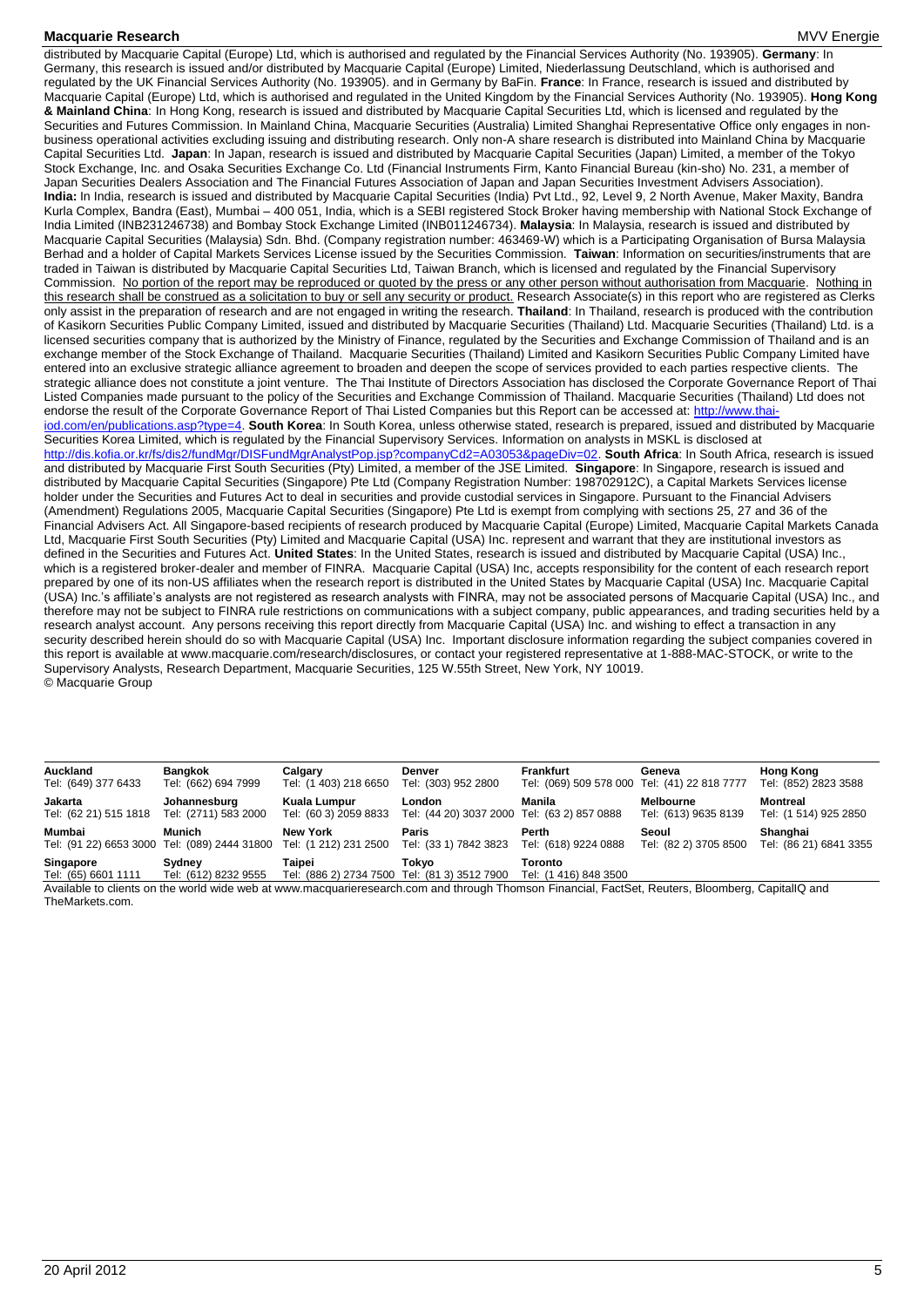distributed by Macquarie Capital (Europe) Ltd, which is authorised and regulated by the Financial Services Authority (No. 193905). **Germany**: In Germany, this research is issued and/or distributed by Macquarie Capital (Europe) Limited, Niederlassung Deutschland, which is authorised and regulated by the UK Financial Services Authority (No. 193905). and in Germany by BaFin. **France**: In France, research is issued and distributed by Macquarie Capital (Europe) Ltd, which is authorised and regulated in the United Kingdom by the Financial Services Authority (No. 193905). **Hong Kong & Mainland China**: In Hong Kong, research is issued and distributed by Macquarie Capital Securities Ltd, which is licensed and regulated by the Securities and Futures Commission. In Mainland China, Macquarie Securities (Australia) Limited Shanghai Representative Office only engages in non-business operational activities excluding issuing and distributing research. Only non-A share research is distributed into Mainland China by Macquarie Capital Securities Ltd. **Japan**: In Japan, research is issued and distributed by Macquarie Capital Securities (Japan) Limited, a member of the Tokyo Stock Exchange, Inc. and Osaka Securities Exchange Co. Ltd (Financial Instruments Firm, Kanto Financial Bureau (kin-sho) No. 231, a member of Japan Securities Dealers Association and The Financial Futures Association of Japan and Japan Securities Investment Advisers Association). **India:** In India, research is issued and distributed by Macquarie Capital Securities (India) Pvt Ltd., 92, Level 9, 2 North Avenue, Maker Maxity, Bandra Kurla Complex, Bandra (East), Mumbai – 400 051, India, which is a SEBI registered Stock Broker having membership with National Stock Exchange of India Limited (INB231246738) and Bombay Stock Exchange Limited (INB011246734). **Malaysia**: In Malaysia, research is issued and distributed by Macquarie Capital Securities (Malaysia) Sdn. Bhd. (Company registration number: 463469-W) which is a Participating Organisation of Bursa Malaysia Berhad and a holder of Capital Markets Services License issued by the Securities Commission. **Taiwan**: Information on securities/instruments that are traded in Taiwan is distributed by Macquarie Capital Securities Ltd, Taiwan Branch, which is licensed and regulated by the Financial Supervisory Commission. No portion of the report may be reproduced or quoted by the press or any other person without authorisation from Macquarie. Nothing in this research shall be construed as a solicitation to buy or sell any security or product. Research Associate(s) in this report who are registered as Clerks only assist in the preparation of research and are not engaged in writing the research. **Thailand**: In Thailand, research is produced with the contribution of Kasikorn Securities Public Company Limited, issued and distributed by Macquarie Securities (Thailand) Ltd. Macquarie Securities (Thailand) Ltd. is a licensed securities company that is authorized by the Ministry of Finance, regulated by the Securities and Exchange Commission of Thailand and is an exchange member of the Stock Exchange of Thailand. Macquarie Securities (Thailand) Limited and Kasikorn Securities Public Company Limited have entered into an exclusive strategic alliance agreement to broaden and deepen the scope of services provided to each parties respective clients. The strategic alliance does not constitute a joint venture. The Thai Institute of Directors Association has disclosed the Corporate Governance Report of Thai Listed Companies made pursuant to the policy of the Securities and Exchange Commission of Thailand. Macquarie Securities (Thailand) Ltd does not endorse the result of the Corporate Governance Report of Thai Listed Companies but this Report can be accessed at: http://www.thai-iod.com/en/publications.asp?type=4. **South Korea**: In South Korea, unless otherwise stated, research is prepared, issued and distributed by Macquarie Securities Korea Limited, which is regulated by the Financial Supervisory Services. Information on analysts in MSKL is disclosed at http://dis.kofia.or.kr/fs/dis2/fundMgr/DISFundMgrAnalystPop.jsp?companyCd2=A03053&pageDiv=02. **South Africa**: In South Africa, research is issued and distributed by Macquarie First South Securities (Pty) Limited, a member of the JSE Limited. **Singapore**: In Singapore, research is issued and distributed by Macquarie Capital Securities (Singapore) Pte Ltd (Company Registration Number: 198702912C), a Capital Markets Services license holder under the Securities and Futures Act to deal in securities and provide custodial services in Singapore. Pursuant to the Financial Advisers (Amendment) Regulations 2005, Macquarie Capital Securities (Singapore) Pte Ltd is exempt from complying with sections 25, 27 and 36 of the Financial Advisers Act. All Singapore-based recipients of research produced by Macquarie Capital (Europe) Limited, Macquarie Capital Markets Canada Ltd, Macquarie First South Securities (Pty) Limited and Macquarie Capital (USA) Inc. represent and warrant that they are institutional investors as defined in the Securities and Futures Act. **United States**: In the United States, research is issued and distributed by Macquarie Capital (USA) Inc., which is a registered broker-dealer and member of FINRA. Macquarie Capital (USA) Inc, accepts responsibility for the content of each research report prepared by one of its non-US affiliates when the research report is distributed in the United States by Macquarie Capital (USA) Inc. Macquarie Capital (USA) Inc.'s affiliate's analysts are not registered as research analysts with FINRA, may not be associated persons of Macquarie Capital (USA) Inc., and therefore may not be subject to FINRA rule restrictions on communications with a subject company, public appearances, and trading securities held by a research analyst account. Any persons receiving this report directly from Macquarie Capital (USA) Inc. and wishing to effect a transaction in any security described herein should do so with Macquarie Capital (USA) Inc. Important disclosure information regarding the subject companies covered in this report is available at www.macquarie.com/research/disclosures, or contact your registered representative at 1-888-MAC-STOCK, or write to the Supervisory Analysts, Research Department, Macquarie Securities, 125 W.55th Street, New York, NY 10019.
© Macquarie Group

| **Auckland** Tel: (649) 377 6433 | **Bangkok** Tel: (662) 694 7999 | **Calgary** Tel: (1 403) 218 6650 | **Denver** Tel: (303) 952 2800 | **Frankfurt** Tel: (069) 509 578 000 | **Geneva** Tel: (41) 22 818 7777 | **Hong Kong** Tel: (852) 2823 3588 |
|---|---|---|---|---|---|---|
| **Jakarta** Tel: (62 21) 515 1818 | **Johannesburg** Tel: (2711) 583 2000 | **Kuala Lumpur** Tel: (60 3) 2059 8833 | **London** Tel: (44 20) 3037 2000 | **Manila** Tel: (63 2) 857 0888 | **Melbourne** Tel: (613) 9635 8139 | **Montreal** Tel: (1 514) 925 2850 |
| **Mumbai** Tel: (91 22) 6653 3000 | **Munich** Tel: (089) 2444 31800 | **New York** Tel: (1 212) 231 2500 | **Paris** Tel: (33 1) 7842 3823 | **Perth** Tel: (618) 9224 0888 | **Seoul** Tel: (82 2) 3705 8500 | **Shanghai** Tel: (86 21) 6841 3355 |
| **Singapore** Tel: (65) 6601 1111 | **Sydney** Tel: (612) 8232 9555 | **Taipei** Tel: (886 2) 2734 7500 | **Tokyo** Tel: (81 3) 3512 7900 | **Toronto** Tel: (1 416) 848 3500 | | |

Available to clients on the world wide web at www.macquarieresearch.com and through Thomson Financial, FactSet, Reuters, Bloomberg, CapitalIQ and TheMarkets.com.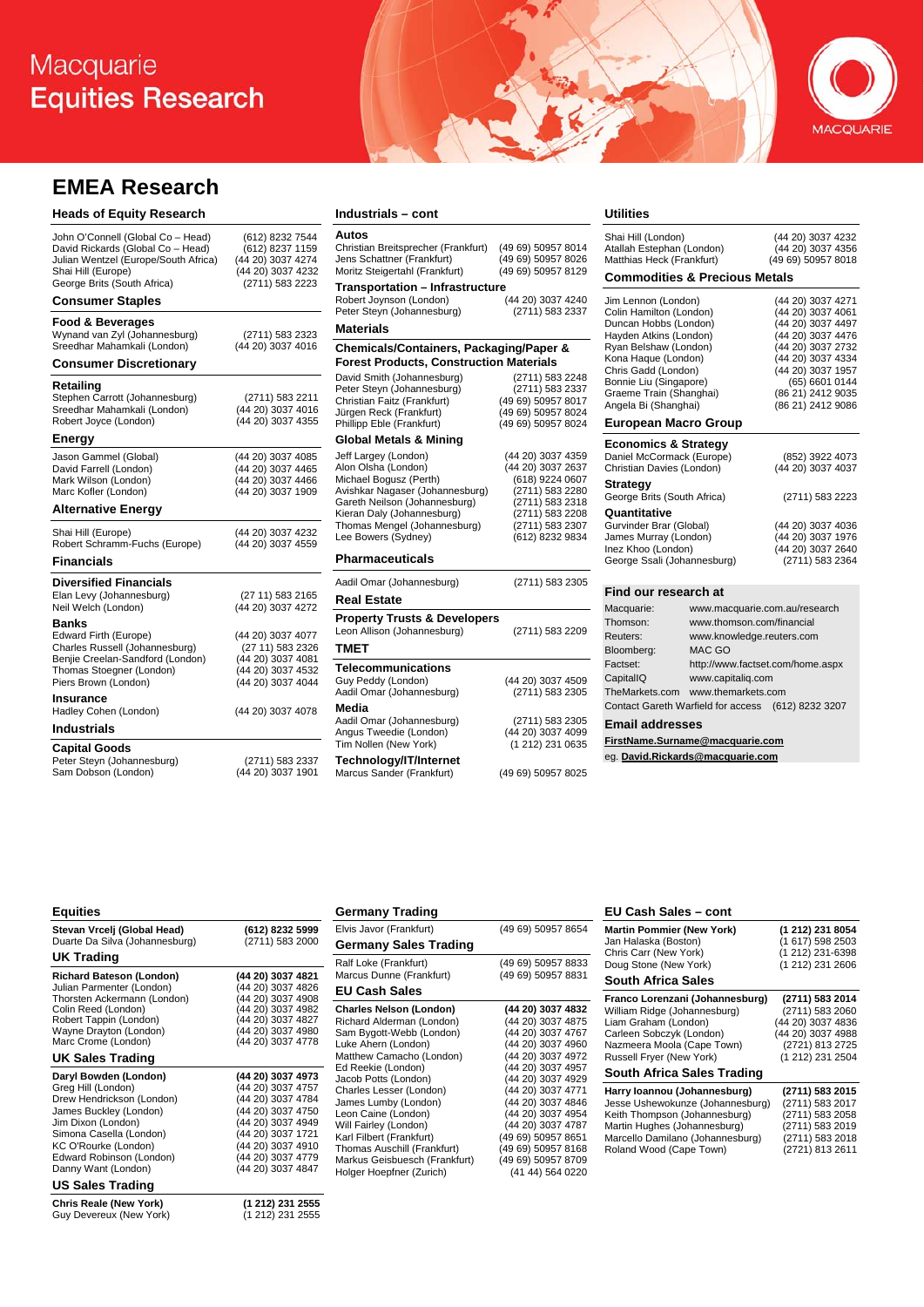# Macquarie Equities Research

## EMEA Research

### Heads of Equity Research

| | |
|---|---|
| John O'Connell (Global Co – Head) | (612) 8232 7544 |
| David Rickards (Global Co – Head) | (612) 8237 1159 |
| Julian Wentzel (Europe/South Africa) | (44 20) 3037 4274 |
| Shai Hill (Europe) | (44 20) 3037 4232 |
| George Brits (South Africa) | (2711) 583 2223 |

### Consumer Staples

**Food & Beverages**

| | |
|---|---|
| Wynand van Zyl (Johannesburg) | (2711) 583 2323 |
| Sreedhar Mahamkali (London) | (44 20) 3037 4016 |

### Consumer Discretionary

**Retailing**

| | |
|---|---|
| Stephen Carrott (Johannesburg) | (2711) 583 2211 |
| Sreedhar Mahamkali (London) | (44 20) 3037 4016 |
| Robert Joyce (London) | (44 20) 3037 4355 |

### Energy

| | |
|---|---|
| Jason Gammel (Global) | (44 20) 3037 4085 |
| David Farrell (London) | (44 20) 3037 4465 |
| Mark Wilson (London) | (44 20) 3037 4466 |
| Marc Kofler (London) | (44 20) 3037 1909 |

### Alternative Energy

| | |
|---|---|
| Shai Hill (Europe) | (44 20) 3037 4232 |
| Robert Schramm-Fuchs (Europe) | (44 20) 3037 4559 |

### Financials

**Diversified Financials**

| | |
|---|---|
| Elan Levy (Johannesburg) | (27 11) 583 2165 |
| Neil Welch (London) | (44 20) 3037 4272 |

**Banks**

| | |
|---|---|
| Edward Firth (Europe) | (44 20) 3037 4077 |
| Charles Russell (Johannesburg) | (27 11) 583 2326 |
| Benjie Creelan-Sandford (London) | (44 20) 3037 4081 |
| Thomas Stoegner (London) | (44 20) 3037 4532 |
| Piers Brown (London) | (44 20) 3037 4044 |

**Insurance**

| | |
|---|---|
| Hadley Cohen (London) | (44 20) 3037 4078 |

### Industrials

**Capital Goods**

| | |
|---|---|
| Peter Steyn (Johannesburg) | (2711) 583 2337 |
| Sam Dobson (London) | (44 20) 3037 1901 |

### Industrials – cont

**Autos**

| | |
|---|---|
| Christian Breitsprecher (Frankfurt) | (49 69) 50957 8014 |
| Jens Schattner (Frankfurt) | (49 69) 50957 8026 |
| Moritz Steigertahl (Frankfurt) | (49 69) 50957 8129 |

**Transportation – Infrastructure**

| | |
|---|---|
| Robert Joynson (London) | (44 20) 3037 4240 |
| Peter Steyn (Johannesburg) | (2711) 583 2337 |

### Materials

**Chemicals/Containers, Packaging/Paper & Forest Products, Construction Materials**

| | |
|---|---|
| David Smith (Johannesburg) | (2711) 583 2248 |
| Peter Steyn (Johannesburg) | (2711) 583 2337 |
| Christian Faitz (Frankfurt) | (49 69) 50957 8017 |
| Jürgen Reck (Frankfurt) | (49 69) 50957 8024 |
| Phillipp Eble (Frankfurt) | (49 69) 50957 8024 |

**Global Metals & Mining**

| | |
|---|---|
| Jeff Largey (London) | (44 20) 3037 4359 |
| Alon Olsha (London) | (44 20) 3037 2637 |
| Michael Bogusz (Perth) | (618) 9224 0607 |
| Avishkar Nagaser (Johannesburg) | (2711) 583 2280 |
| Gareth Neilson (Johannesburg) | (2711) 583 2318 |
| Kieran Daly (Johannesburg) | (2711) 583 2208 |
| Thomas Mengel (Johannesburg) | (2711) 583 2307 |
| Lee Bowers (Sydney) | (612) 8232 9834 |

### Pharmaceuticals

| | |
|---|---|
| Aadil Omar (Johannesburg) | (2711) 583 2305 |

### Real Estate

**Property Trusts & Developers**

| | |
|---|---|
| Leon Allison (Johannesburg) | (2711) 583 2209 |

### TMET

**Telecommunications**

| | |
|---|---|
| Guy Peddy (London) | (44 20) 3037 4509 |
| Aadil Omar (Johannesburg) | (2711) 583 2305 |

**Media**

| | |
|---|---|
| Aadil Omar (Johannesburg) | (2711) 583 2305 |
| Angus Tweedie (London) | (44 20) 3037 4099 |
| Tim Nollen (New York) | (1 212) 231 0635 |

**Technology/IT/Internet**

| | |
|---|---|
| Marcus Sander (Frankfurt) | (49 69) 50957 8025 |

### Utilities

| | |
|---|---|
| Shai Hill (London) | (44 20) 3037 4232 |
| Atallah Estephan (London) | (44 20) 3037 4356 |
| Matthias Heck (Frankfurt) | (49 69) 50957 8018 |

### Commodities & Precious Metals

| | |
|---|---|
| Jim Lennon (London) | (44 20) 3037 4271 |
| Colin Hamilton (London) | (44 20) 3037 4061 |
| Duncan Hobbs (London) | (44 20) 3037 4497 |
| Hayden Atkins (London) | (44 20) 3037 4476 |
| Ryan Belshaw (London) | (44 20) 3037 2732 |
| Kona Haque (London) | (44 20) 3037 4334 |
| Chris Gadd (London) | (44 20) 3037 1957 |
| Bonnie Liu (Singapore) | (65) 6601 0144 |
| Graeme Train (Shanghai) | (86 21) 2412 9035 |
| Angela Bi (Shanghai) | (86 21) 2412 9086 |

### European Macro Group

**Economics & Strategy**

| | |
|---|---|
| Daniel McCormack (Europe) | (852) 3922 4073 |
| Christian Davies (London) | (44 20) 3037 4037 |

**Strategy**

| | |
|---|---|
| George Brits (South Africa) | (2711) 583 2223 |

**Quantitative**

| | |
|---|---|
| Gurvinder Brar (Global) | (44 20) 3037 4036 |
| James Murray (London) | (44 20) 3037 1976 |
| Inez Khoo (London) | (44 20) 3037 2640 |
| George Ssali (Johannesburg) | (2711) 583 2364 |

### Find our research at

| | |
|---|---|
| Macquarie: | www.macquarie.com.au/research |
| Thomson: | www.thomson.com/financial |
| Reuters: | www.knowledge.reuters.com |
| Bloomberg: | MAC GO |
| Factset: | http://www.factset.com/home.aspx |
| CapitalIQ | www.capitaliq.com |
| TheMarkets.com | www.themarkets.com |

Contact Gareth Warfield for access (612) 8232 3207

### Email addresses

**FirstName.Surname@macquarie.com**

eg. **David.Rickards@macquarie.com**

### Equities

| | |
|---|---|
| **Stevan Vrcelj (Global Head)** | **(612) 8232 5999** |
| Duarte Da Silva (Johannesburg) | (2711) 583 2000 |

### UK Trading

| | |
|---|---|
| **Richard Bateson (London)** | **(44 20) 3037 4821** |
| Julian Parmenter (London) | (44 20) 3037 4826 |
| Thorsten Ackermann (London) | (44 20) 3037 4908 |
| Colin Reed (London) | (44 20) 3037 4982 |
| Robert Tappin (London) | (44 20) 3037 4827 |
| Wayne Drayton (London) | (44 20) 3037 4980 |
| Marc Crome (London) | (44 20) 3037 4778 |

### UK Sales Trading

| | |
|---|---|
| **Daryl Bowden (London)** | **(44 20) 3037 4973** |
| Greg Hill (London) | (44 20) 3037 4757 |
| Drew Hendrickson (London) | (44 20) 3037 4784 |
| James Buckley (London) | (44 20) 3037 4750 |
| Jim Dixon (London) | (44 20) 3037 4949 |
| Simona Casella (London) | (44 20) 3037 1721 |
| KC O'Rourke (London) | (44 20) 3037 4910 |
| Edward Robinson (London) | (44 20) 3037 4779 |
| Danny Want (London) | (44 20) 3037 4847 |

### US Sales Trading

| | |
|---|---|
| **Chris Reale (New York)** | **(1 212) 231 2555** |
| Guy Devereux (New York) | (1 212) 231 2555 |

### Germany Trading

| | |
|---|---|
| Elvis Javor (Frankfurt) | (49 69) 50957 8654 |

### Germany Sales Trading

| | |
|---|---|
| Ralf Loke (Frankfurt) | (49 69) 50957 8833 |
| Marcus Dunne (Frankfurt) | (49 69) 50957 8831 |

### EU Cash Sales

| | |
|---|---|
| **Charles Nelson (London)** | **(44 20) 3037 4832** |
| Richard Alderman (London) | (44 20) 3037 4875 |
| Sam Bygott-Webb (London) | (44 20) 3037 4767 |
| Luke Ahern (London) | (44 20) 3037 4960 |
| Matthew Camacho (London) | (44 20) 3037 4972 |
| Ed Reekie (London) | (44 20) 3037 4957 |
| Jacob Potts (London) | (44 20) 3037 4929 |
| Charles Lesser (London) | (44 20) 3037 4771 |
| James Lumby (London) | (44 20) 3037 4846 |
| Leon Caine (London) | (44 20) 3037 4954 |
| Will Fairley (London) | (44 20) 3037 4787 |
| Karl Filbert (Frankfurt) | (49 69) 50957 8651 |
| Thomas Auschill (Frankfurt) | (49 69) 50957 8168 |
| Markus Geisbuesch (Frankfurt) | (49 69) 50957 8709 |
| Holger Hoepfner (Zurich) | (41 44) 564 0220 |

### EU Cash Sales – cont

| | |
|---|---|
| **Martin Pommier (New York)** | **(1 212) 231 8054** |
| Jan Halaska (Boston) | (1 617) 598 2503 |
| Chris Carr (New York) | (1 212) 231-6398 |
| Doug Stone (New York) | (1 212) 231 2606 |

### South Africa Sales

| | |
|---|---|
| **Franco Lorenzani (Johannesburg)** | **(2711) 583 2014** |
| William Ridge (Johannesburg) | (2711) 583 2060 |
| Liam Graham (London) | (44 20) 3037 4836 |
| Carleen Sobczyk (London) | (44 20) 3037 4988 |
| Nazmeera Moola (Cape Town) | (2721) 813 2725 |
| Russell Fryer (New York) | (1 212) 231 2504 |

### South Africa Sales Trading

| | |
|---|---|
| **Harry Ioannou (Johannesburg)** | **(2711) 583 2015** |
| Jesse Ushewokunze (Johannesburg) | (2711) 583 2017 |
| Keith Thompson (Johannesburg) | (2711) 583 2058 |
| Martin Hughes (Johannesburg) | (2711) 583 2019 |
| Marcello Damilano (Johannesburg) | (2711) 583 2018 |
| Roland Wood (Cape Town) | (2721) 813 2611 |